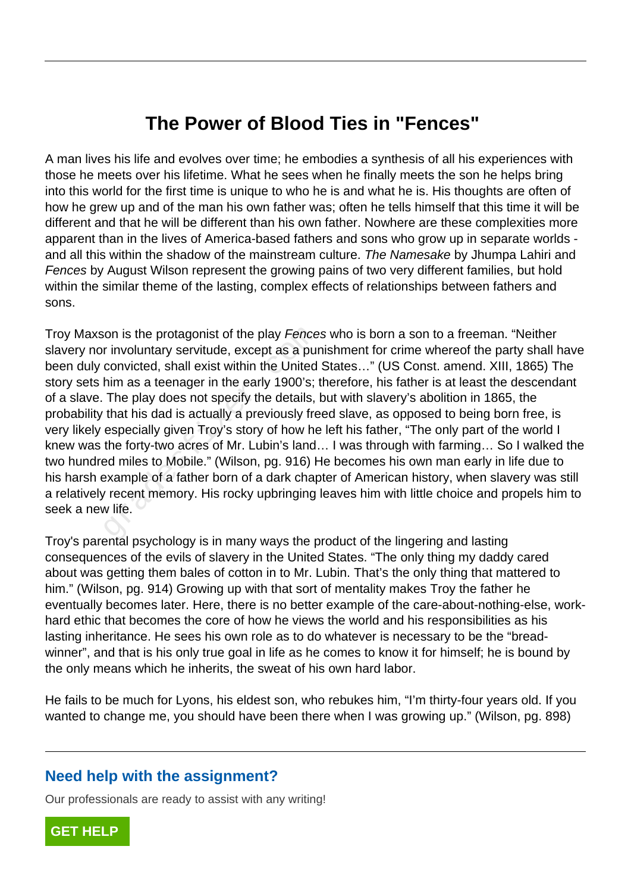# The Power of Blood Ties in "Fences"

A man lives his life and evolves over time; he embodies a synthesis of all his experiences with those he meets over his lifetime. What he sees when he finally meets the son he helps bring into this world for the first time is unique to who he is and what he is. His thoughts are often of how he grew up and of the man his own father was; often he tells himself that this time it will be different and that he will be different than his own father. Nowhere are these complexities more apparent than in the lives of America-based fathers and sons who grow up in separate worlds - and all this within the shadow of the mainstream culture. *The Namesake* by Jhumpa Lahiri and *Fences* by August Wilson represent the growing pains of two very different families, but hold within the similar theme of the lasting, complex effects of relationships between fathers and sons.

Troy Maxson is the protagonist of the play *Fences* who is born a son to a freeman. "Neither slavery nor involuntary servitude, except as a punishment for crime whereof the party shall have been duly convicted, shall exist within the United States…" (US Const. amend. XIII, 1865) The story sets him as a teenager in the early 1900's; therefore, his father is at least the descendant of a slave. The play does not specify the details, but with slavery's abolition in 1865, the probability that his dad is actually a previously freed slave, as opposed to being born free, is very likely especially given Troy's story of how he left his father, "The only part of the world I knew was the forty-two acres of Mr. Lubin's land… I was through with farming… So I walked the two hundred miles to Mobile." (Wilson, pg. 916) He becomes his own man early in life due to his harsh example of a father born of a dark chapter of American history, when slavery was still a relatively recent memory. His rocky upbringing leaves him with little choice and propels him to seek a new life.

Troy's parental psychology is in many ways the product of the lingering and lasting consequences of the evils of slavery in the United States. "The only thing my daddy cared about was getting them bales of cotton in to Mr. Lubin. That's the only thing that mattered to him." (Wilson, pg. 914) Growing up with that sort of mentality makes Troy the father he eventually becomes later. Here, there is no better example of the care-about-nothing-else, work-hard ethic that becomes the core of how he views the world and his responsibilities as his lasting inheritance. He sees his own role as to do whatever is necessary to be the "bread-winner", and that is his only true goal in life as he comes to know it for himself; he is bound by the only means which he inherits, the sweat of his own hard labor.

He fails to be much for Lyons, his eldest son, who rebukes him, "I'm thirty-four years old. If you wanted to change me, you should have been there when I was growing up." (Wilson, pg. 898)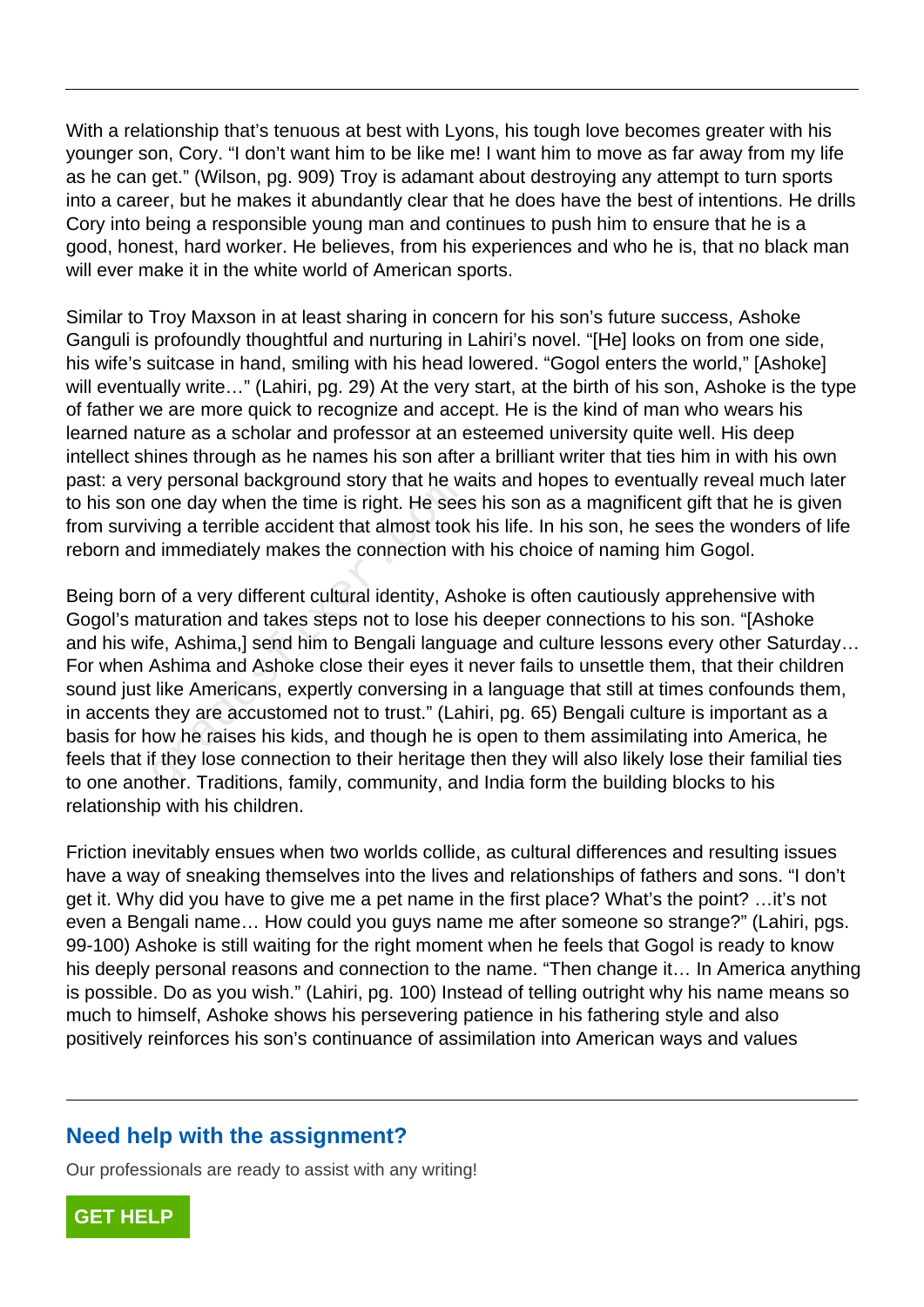With a relationship that's tenuous at best with Lyons, his tough love becomes greater with his younger son, Cory. "I don't want him to be like me! I want him to move as far away from my life as he can get." (Wilson, pg. 909) Troy is adamant about destroying any attempt to turn sports into a career, but he makes it abundantly clear that he does have the best of intentions. He drills Cory into being a responsible young man and continues to push him to ensure that he is a good, honest, hard worker. He believes, from his experiences and who he is, that no black man will ever make it in the white world of American sports.

Similar to Troy Maxson in at least sharing in concern for his son's future success, Ashoke Ganguli is profoundly thoughtful and nurturing in Lahiri's novel. "[He] looks on from one side, his wife's suitcase in hand, smiling with his head lowered. "Gogol enters the world," [Ashoke] will eventually write…" (Lahiri, pg. 29) At the very start, at the birth of his son, Ashoke is the type of father we are more quick to recognize and accept. He is the kind of man who wears his learned nature as a scholar and professor at an esteemed university quite well. His deep intellect shines through as he names his son after a brilliant writer that ties him in with his own past: a very personal background story that he waits and hopes to eventually reveal much later to his son one day when the time is right. He sees his son as a magnificent gift that he is given from surviving a terrible accident that almost took his life. In his son, he sees the wonders of life reborn and immediately makes the connection with his choice of naming him Gogol.

Being born of a very different cultural identity, Ashoke is often cautiously apprehensive with Gogol's maturation and takes steps not to lose his deeper connections to his son. "[Ashoke and his wife, Ashima,] send him to Bengali language and culture lessons every other Saturday… For when Ashima and Ashoke close their eyes it never fails to unsettle them, that their children sound just like Americans, expertly conversing in a language that still at times confounds them, in accents they are accustomed not to trust." (Lahiri, pg. 65) Bengali culture is important as a basis for how he raises his kids, and though he is open to them assimilating into America, he feels that if they lose connection to their heritage then they will also likely lose their familial ties to one another. Traditions, family, community, and India form the building blocks to his relationship with his children.

Friction inevitably ensues when two worlds collide, as cultural differences and resulting issues have a way of sneaking themselves into the lives and relationships of fathers and sons. "I don't get it. Why did you have to give me a pet name in the first place? What's the point? …it's not even a Bengali name… How could you guys name me after someone so strange?" (Lahiri, pgs. 99-100) Ashoke is still waiting for the right moment when he feels that Gogol is ready to know his deeply personal reasons and connection to the name. "Then change it… In America anything is possible. Do as you wish." (Lahiri, pg. 100) Instead of telling outright why his name means so much to himself, Ashoke shows his persevering patience in his fathering style and also positively reinforces his son's continuance of assimilation into American ways and values

## Need help with the assignment?

Our professionals are ready to assist with any writing!

**GET HELP**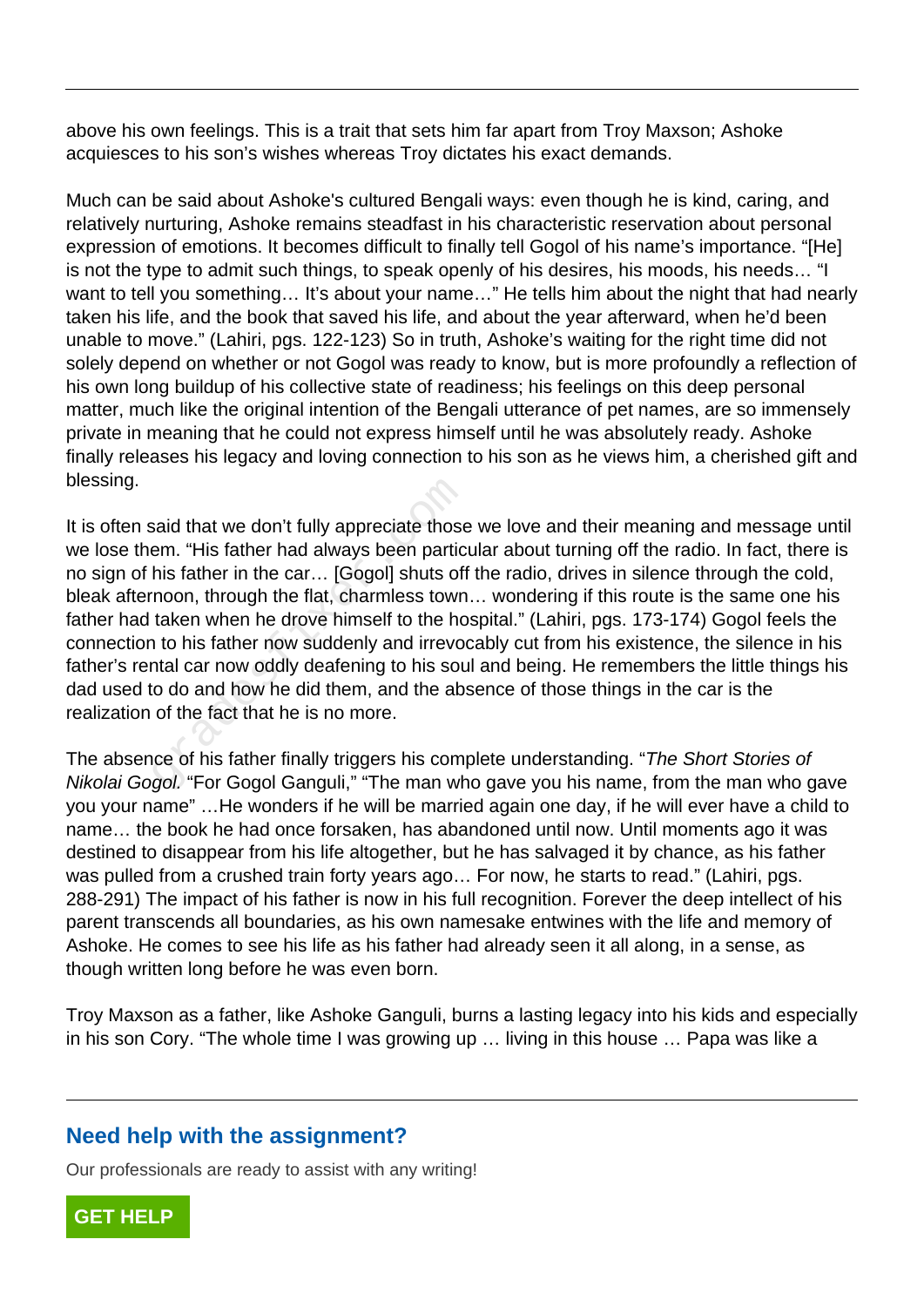above his own feelings. This is a trait that sets him far apart from Troy Maxson; Ashoke acquiesces to his son's wishes whereas Troy dictates his exact demands.

Much can be said about Ashoke's cultured Bengali ways: even though he is kind, caring, and relatively nurturing, Ashoke remains steadfast in his characteristic reservation about personal expression of emotions. It becomes difficult to finally tell Gogol of his name's importance. "[He] is not the type to admit such things, to speak openly of his desires, his moods, his needs… "I want to tell you something… It's about your name…" He tells him about the night that had nearly taken his life, and the book that saved his life, and about the year afterward, when he'd been unable to move." (Lahiri, pgs. 122-123) So in truth, Ashoke's waiting for the right time did not solely depend on whether or not Gogol was ready to know, but is more profoundly a reflection of his own long buildup of his collective state of readiness; his feelings on this deep personal matter, much like the original intention of the Bengali utterance of pet names, are so immensely private in meaning that he could not express himself until he was absolutely ready. Ashoke finally releases his legacy and loving connection to his son as he views him, a cherished gift and blessing.

It is often said that we don't fully appreciate those we love and their meaning and message until we lose them. "His father had always been particular about turning off the radio. In fact, there is no sign of his father in the car… [Gogol] shuts off the radio, drives in silence through the cold, bleak afternoon, through the flat, charmless town… wondering if this route is the same one his father had taken when he drove himself to the hospital." (Lahiri, pgs. 173-174) Gogol feels the connection to his father now suddenly and irrevocably cut from his existence, the silence in his father's rental car now oddly deafening to his soul and being. He remembers the little things his dad used to do and how he did them, and the absence of those things in the car is the realization of the fact that he is no more.

The absence of his father finally triggers his complete understanding. "*The Short Stories of Nikolai Gogol.* "For Gogol Ganguli," "The man who gave you his name, from the man who gave you your name" …He wonders if he will be married again one day, if he will ever have a child to name… the book he had once forsaken, has abandoned until now. Until moments ago it was destined to disappear from his life altogether, but he has salvaged it by chance, as his father was pulled from a crushed train forty years ago… For now, he starts to read." (Lahiri, pgs. 288-291) The impact of his father is now in his full recognition. Forever the deep intellect of his parent transcends all boundaries, as his own namesake entwines with the life and memory of Ashoke. He comes to see his life as his father had already seen it all along, in a sense, as though written long before he was even born.

Troy Maxson as a father, like Ashoke Ganguli, burns a lasting legacy into his kids and especially in his son Cory. "The whole time I was growing up … living in this house … Papa was like a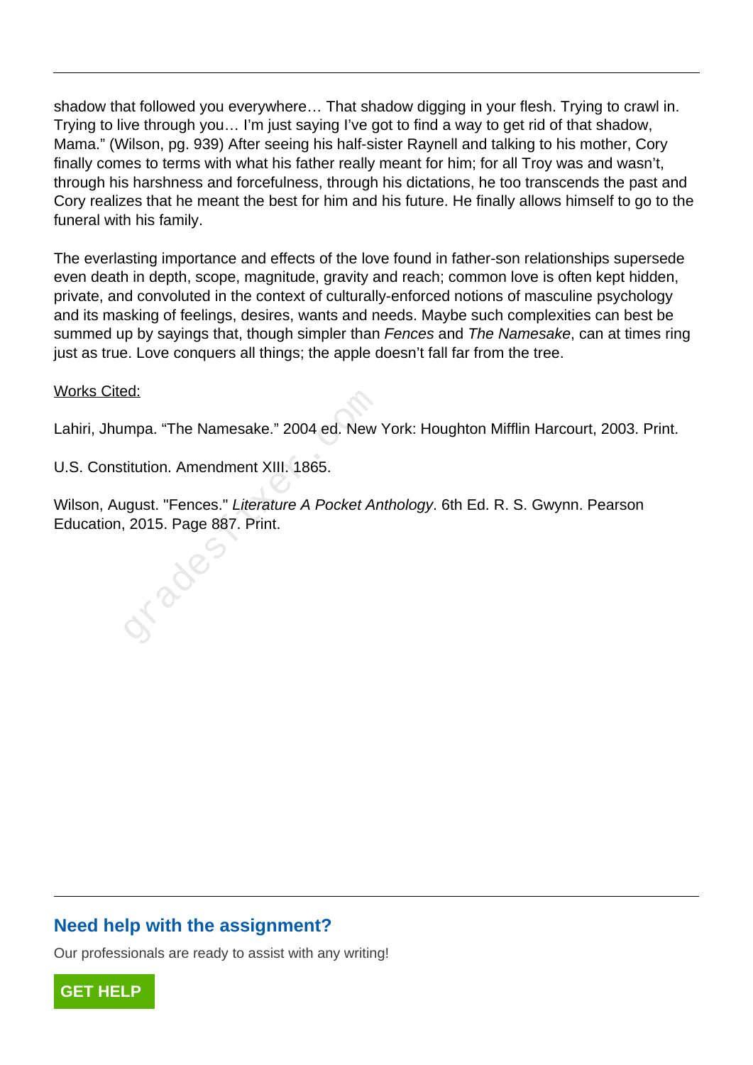shadow that followed you everywhere… That shadow digging in your flesh. Trying to crawl in. Trying to live through you… I'm just saying I've got to find a way to get rid of that shadow, Mama." (Wilson, pg. 939) After seeing his half-sister Raynell and talking to his mother, Cory finally comes to terms with what his father really meant for him; for all Troy was and wasn't, through his harshness and forcefulness, through his dictations, he too transcends the past and Cory realizes that he meant the best for him and his future. He finally allows himself to go to the funeral with his family.

The everlasting importance and effects of the love found in father-son relationships supersede even death in depth, scope, magnitude, gravity and reach; common love is often kept hidden, private, and convoluted in the context of culturally-enforced notions of masculine psychology and its masking of feelings, desires, wants and needs. Maybe such complexities can best be summed up by sayings that, though simpler than *Fences* and *The Namesake*, can at times ring just as true. Love conquers all things; the apple doesn't fall far from the tree.

Works Cited:

Lahiri, Jhumpa. "The Namesake." 2004 ed. New York: Houghton Mifflin Harcourt, 2003. Print.

U.S. Constitution. Amendment XIII. 1865.

Wilson, August. "Fences." *Literature A Pocket Anthology*. 6th Ed. R. S. Gwynn. Pearson Education, 2015. Page 887. Print.

**Need help with the assignment?**

Our professionals are ready to assist with any writing!

**GET HELP**